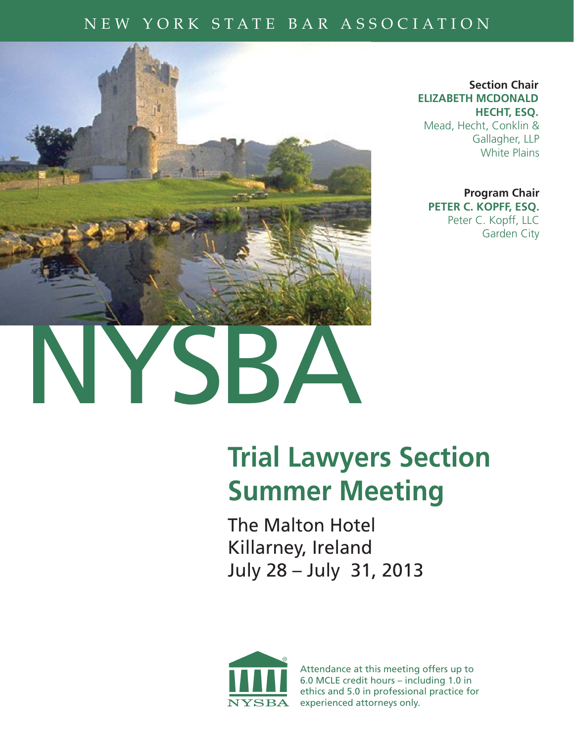NEW YORK STATE BAR ASSOCIATION

**Section Chair**
**ELIZABETH MCDONALD HECHT, ESQ.**
Mead, Hecht, Conklin & Gallagher, LLP
White Plains

**Program Chair**
**PETER C. KOPFF, ESQ.**
Peter C. Kopff, LLC
Garden City

# NYSBA

## Trial Lawyers Section Summer Meeting

The Malton Hotel
Killarney, Ireland
July 28 – July 31, 2013

NYSBA

Attendance at this meeting offers up to 6.0 MCLE credit hours – including 1.0 in ethics and 5.0 in professional practice for experienced attorneys only.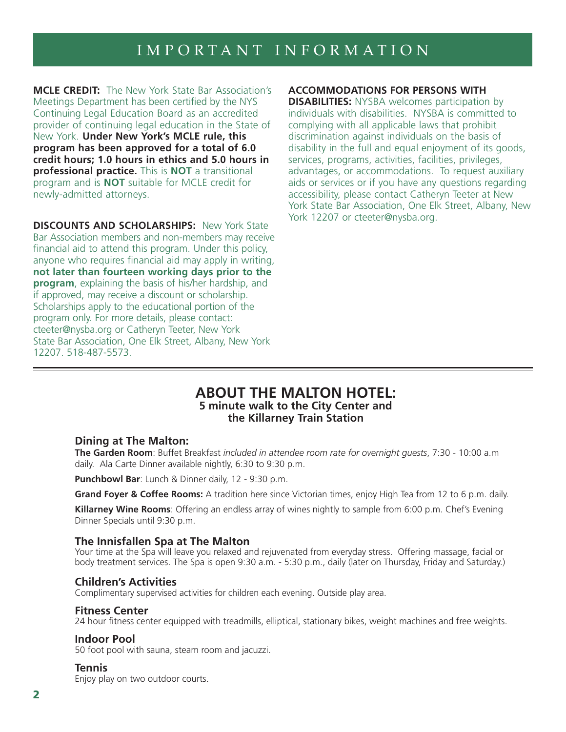# IMPORTANT INFORMATION

**MCLE CREDIT:** The New York State Bar Association's Meetings Department has been certified by the NYS Continuing Legal Education Board as an accredited provider of continuing legal education in the State of New York. **Under New York's MCLE rule, this program has been approved for a total of 6.0 credit hours; 1.0 hours in ethics and 5.0 hours in professional practice.** This is **NOT** a transitional program and is **NOT** suitable for MCLE credit for newly-admitted attorneys.

**DISCOUNTS AND SCHOLARSHIPS:** New York State Bar Association members and non-members may receive financial aid to attend this program. Under this policy, anyone who requires financial aid may apply in writing, **not later than fourteen working days prior to the program**, explaining the basis of his/her hardship, and if approved, may receive a discount or scholarship. Scholarships apply to the educational portion of the program only. For more details, please contact: cteeter@nysba.org or Catheryn Teeter, New York State Bar Association, One Elk Street, Albany, New York 12207. 518-487-5573.

**ACCOMMODATIONS FOR PERSONS WITH DISABILITIES:** NYSBA welcomes participation by individuals with disabilities. NYSBA is committed to complying with all applicable laws that prohibit discrimination against individuals on the basis of disability in the full and equal enjoyment of its goods, services, programs, activities, facilities, privileges, advantages, or accommodations. To request auxiliary aids or services or if you have any questions regarding accessibility, please contact Catheryn Teeter at New York State Bar Association, One Elk Street, Albany, New York 12207 or cteeter@nysba.org.

## ABOUT THE MALTON HOTEL:

**5 minute walk to the City Center and the Killarney Train Station**

### Dining at The Malton:

**The Garden Room**: Buffet Breakfast *included in attendee room rate for overnight guests*, 7:30 - 10:00 a.m daily. Ala Carte Dinner available nightly, 6:30 to 9:30 p.m.

**Punchbowl Bar**: Lunch & Dinner daily, 12 - 9:30 p.m.

**Grand Foyer & Coffee Rooms:** A tradition here since Victorian times, enjoy High Tea from 12 to 6 p.m. daily.

**Killarney Wine Rooms**: Offering an endless array of wines nightly to sample from 6:00 p.m. Chef's Evening Dinner Specials until 9:30 p.m.

### The Innisfallen Spa at The Malton

Your time at the Spa will leave you relaxed and rejuvenated from everyday stress. Offering massage, facial or body treatment services. The Spa is open 9:30 a.m. - 5:30 p.m., daily (later on Thursday, Friday and Saturday.)

### Children's Activities

Complimentary supervised activities for children each evening. Outside play area.

### Fitness Center

24 hour fitness center equipped with treadmills, elliptical, stationary bikes, weight machines and free weights.

### Indoor Pool

50 foot pool with sauna, steam room and jacuzzi.

### Tennis

Enjoy play on two outdoor courts.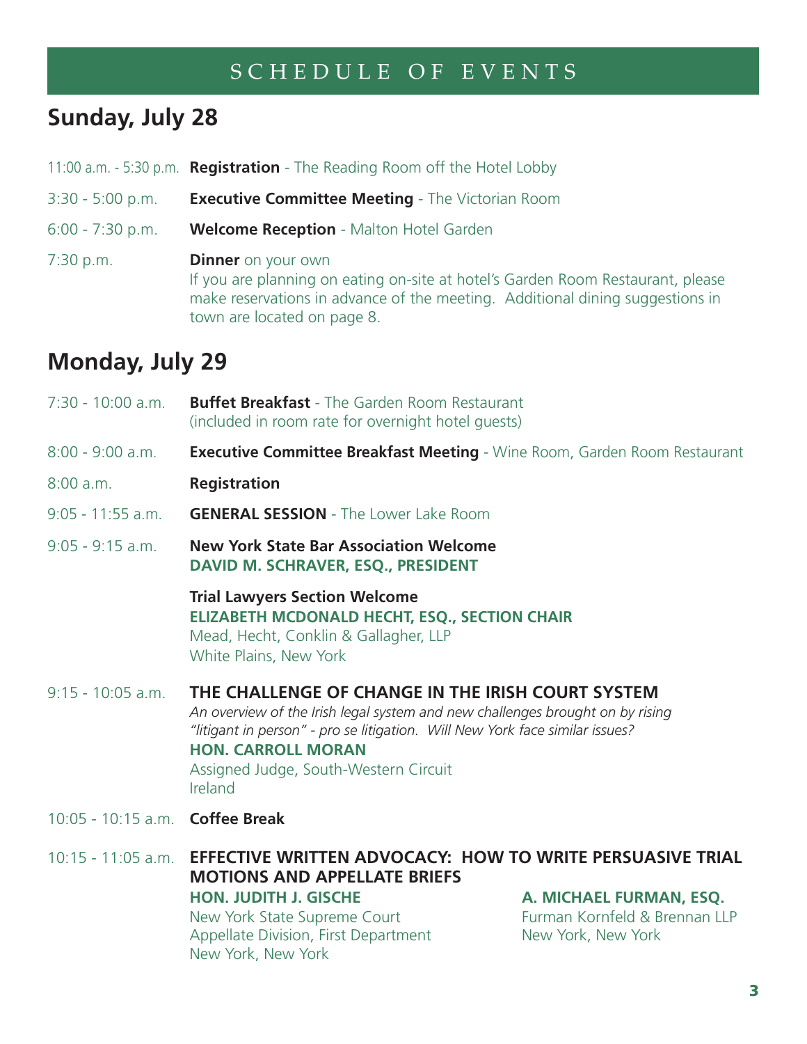# SCHEDULE OF EVENTS

## Sunday, July 28

11:00 a.m. - 5:30 p.m. **Registration** - The Reading Room off the Hotel Lobby

3:30 - 5:00 p.m. **Executive Committee Meeting** - The Victorian Room

6:00 - 7:30 p.m. **Welcome Reception** - Malton Hotel Garden

7:30 p.m. **Dinner** on your own
If you are planning on eating on-site at hotel's Garden Room Restaurant, please make reservations in advance of the meeting. Additional dining suggestions in town are located on page 8.

## Monday, July 29

7:30 - 10:00 a.m. **Buffet Breakfast** - The Garden Room Restaurant
(included in room rate for overnight hotel guests)

8:00 - 9:00 a.m. **Executive Committee Breakfast Meeting** - Wine Room, Garden Room Restaurant

8:00 a.m. **Registration**

9:05 - 11:55 a.m. **GENERAL SESSION** - The Lower Lake Room

9:05 - 9:15 a.m. **New York State Bar Association Welcome**
**DAVID M. SCHRAVER, ESQ., PRESIDENT**

**Trial Lawyers Section Welcome**
**ELIZABETH MCDONALD HECHT, ESQ., SECTION CHAIR**
Mead, Hecht, Conklin & Gallagher, LLP
White Plains, New York

9:15 - 10:05 a.m. **THE CHALLENGE OF CHANGE IN THE IRISH COURT SYSTEM**
*An overview of the Irish legal system and new challenges brought on by rising "litigant in person" - pro se litigation. Will New York face similar issues?*
**HON. CARROLL MORAN**
Assigned Judge, South-Western Circuit
Ireland

10:05 - 10:15 a.m. **Coffee Break**

10:15 - 11:05 a.m. **EFFECTIVE WRITTEN ADVOCACY: HOW TO WRITE PERSUASIVE TRIAL MOTIONS AND APPELLATE BRIEFS**

**HON. JUDITH J. GISCHE**
New York State Supreme Court
Appellate Division, First Department
New York, New York

**A. MICHAEL FURMAN, ESQ.**
Furman Kornfeld & Brennan LLP
New York, New York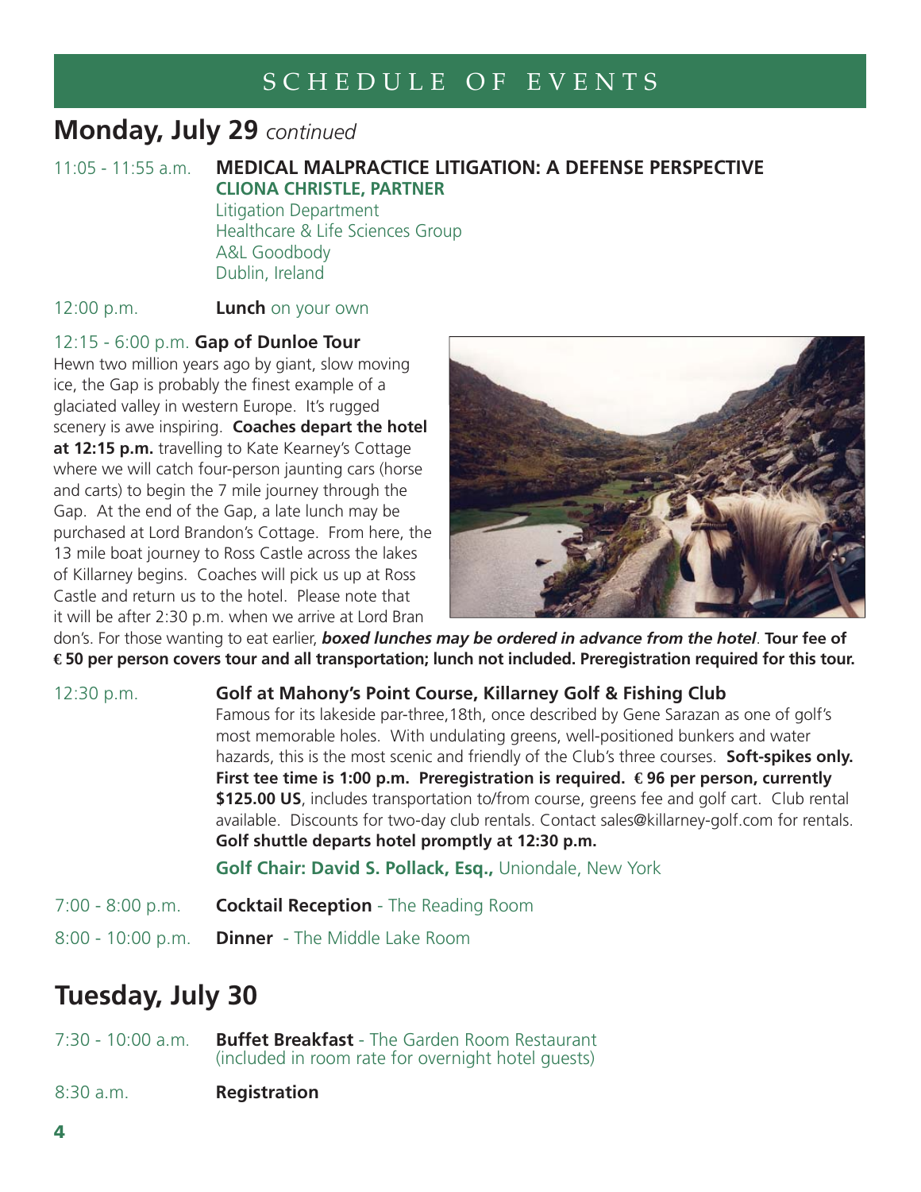# SCHEDULE OF EVENTS

## Monday, July 29 *continued*

11:05 - 11:55 a.m. **MEDICAL MALPRACTICE LITIGATION: A DEFENSE PERSPECTIVE**
**CLIONA CHRISTLE, PARTNER**
Litigation Department
Healthcare & Life Sciences Group
A&L Goodbody
Dublin, Ireland

12:00 p.m. **Lunch** on your own

12:15 - 6:00 p.m. **Gap of Dunloe Tour**
Hewn two million years ago by giant, slow moving ice, the Gap is probably the finest example of a glaciated valley in western Europe. It's rugged scenery is awe inspiring. **Coaches depart the hotel at 12:15 p.m.** travelling to Kate Kearney's Cottage where we will catch four-person jaunting cars (horse and carts) to begin the 7 mile journey through the Gap. At the end of the Gap, a late lunch may be purchased at Lord Brandon's Cottage. From here, the 13 mile boat journey to Ross Castle across the lakes of Killarney begins. Coaches will pick us up at Ross Castle and return us to the hotel. Please note that it will be after 2:30 p.m. when we arrive at Lord Brandon's. For those wanting to eat earlier, ***boxed lunches may be ordered in advance from the hotel***. **Tour fee of € 50 per person covers tour and all transportation; lunch not included. Preregistration required for this tour.**

12:30 p.m. **Golf at Mahony's Point Course, Killarney Golf & Fishing Club**
Famous for its lakeside par-three,18th, once described by Gene Sarazan as one of golf's most memorable holes. With undulating greens, well-positioned bunkers and water hazards, this is the most scenic and friendly of the Club's three courses. **Soft-spikes only. First tee time is 1:00 p.m. Preregistration is required. € 96 per person, currently $125.00 US**, includes transportation to/from course, greens fee and golf cart. Club rental available. Discounts for two-day club rentals. Contact sales@killarney-golf.com for rentals. **Golf shuttle departs hotel promptly at 12:30 p.m.**

**Golf Chair: David S. Pollack, Esq.,** Uniondale, New York

7:00 - 8:00 p.m. **Cocktail Reception** - The Reading Room

8:00 - 10:00 p.m. **Dinner** - The Middle Lake Room

## Tuesday, July 30

7:30 - 10:00 a.m. **Buffet Breakfast** - The Garden Room Restaurant (included in room rate for overnight hotel guests)

8:30 a.m. **Registration**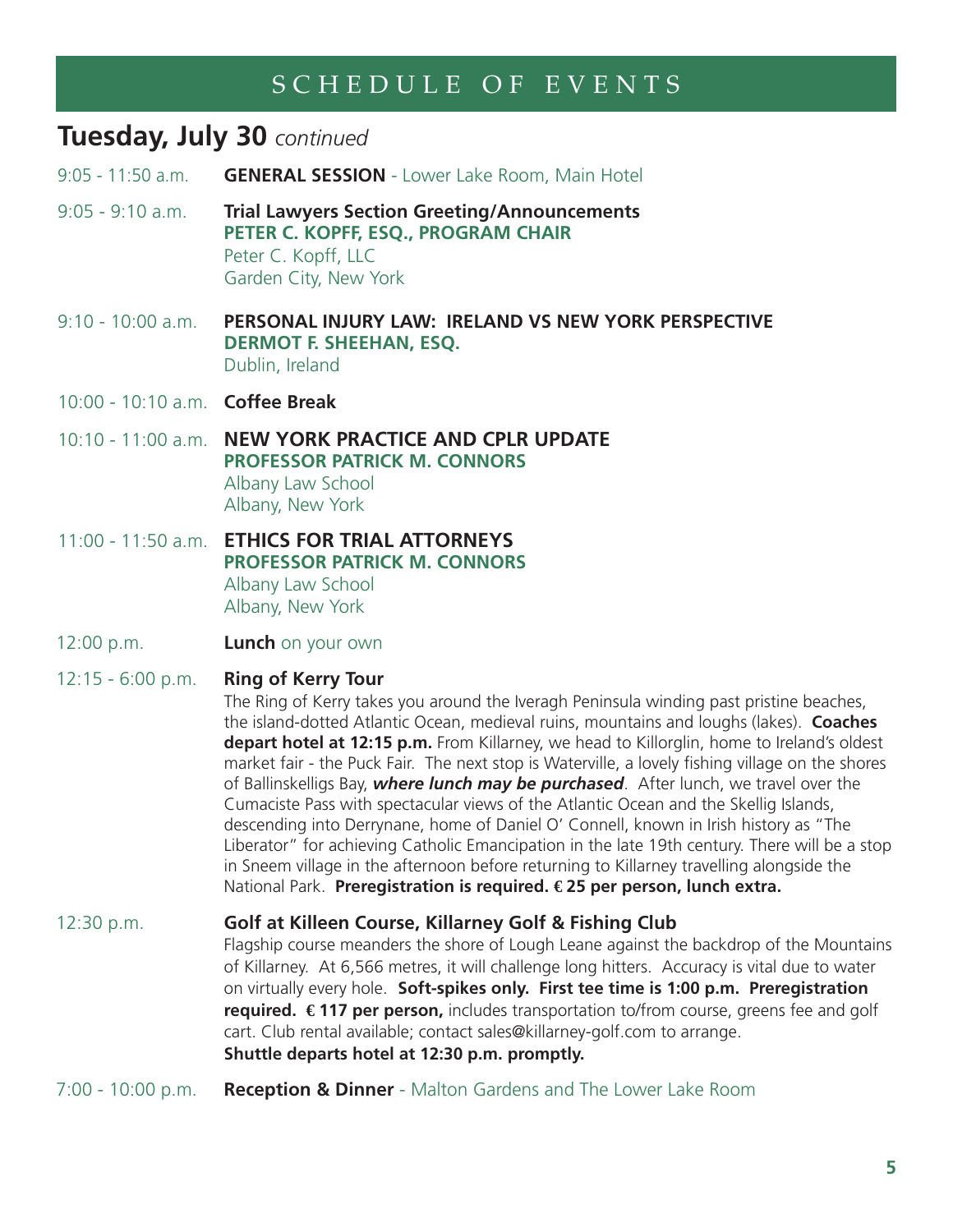# SCHEDULE OF EVENTS

## Tuesday, July 30 *continued*

9:05 - 11:50 a.m. **GENERAL SESSION** - Lower Lake Room, Main Hotel

9:05 - 9:10 a.m. **Trial Lawyers Section Greeting/Announcements**
**PETER C. KOPFF, ESQ., PROGRAM CHAIR**
Peter C. Kopff, LLC
Garden City, New York

9:10 - 10:00 a.m. **PERSONAL INJURY LAW: IRELAND VS NEW YORK PERSPECTIVE**
**DERMOT F. SHEEHAN, ESQ.**
Dublin, Ireland

10:00 - 10:10 a.m. **Coffee Break**

10:10 - 11:00 a.m. **NEW YORK PRACTICE AND CPLR UPDATE**
**PROFESSOR PATRICK M. CONNORS**
Albany Law School
Albany, New York

11:00 - 11:50 a.m. **ETHICS FOR TRIAL ATTORNEYS**
**PROFESSOR PATRICK M. CONNORS**
Albany Law School
Albany, New York

12:00 p.m. **Lunch** on your own

12:15 - 6:00 p.m. **Ring of Kerry Tour**
The Ring of Kerry takes you around the Iveragh Peninsula winding past pristine beaches, the island-dotted Atlantic Ocean, medieval ruins, mountains and loughs (lakes). **Coaches depart hotel at 12:15 p.m.** From Killarney, we head to Killorglin, home to Ireland's oldest market fair - the Puck Fair. The next stop is Waterville, a lovely fishing village on the shores of Ballinskelligs Bay, ***where lunch may be purchased***. After lunch, we travel over the Cumaciste Pass with spectacular views of the Atlantic Ocean and the Skellig Islands, descending into Derrynane, home of Daniel O' Connell, known in Irish history as "The Liberator" for achieving Catholic Emancipation in the late 19th century. There will be a stop in Sneem village in the afternoon before returning to Killarney travelling alongside the National Park. **Preregistration is required. € 25 per person, lunch extra.**

12:30 p.m. **Golf at Killeen Course, Killarney Golf & Fishing Club**
Flagship course meanders the shore of Lough Leane against the backdrop of the Mountains of Killarney. At 6,566 metres, it will challenge long hitters. Accuracy is vital due to water on virtually every hole. **Soft-spikes only. First tee time is 1:00 p.m. Preregistration required. € 117 per person,** includes transportation to/from course, greens fee and golf cart. Club rental available; contact sales@killarney-golf.com to arrange.
**Shuttle departs hotel at 12:30 p.m. promptly.**

7:00 - 10:00 p.m. **Reception & Dinner** - Malton Gardens and The Lower Lake Room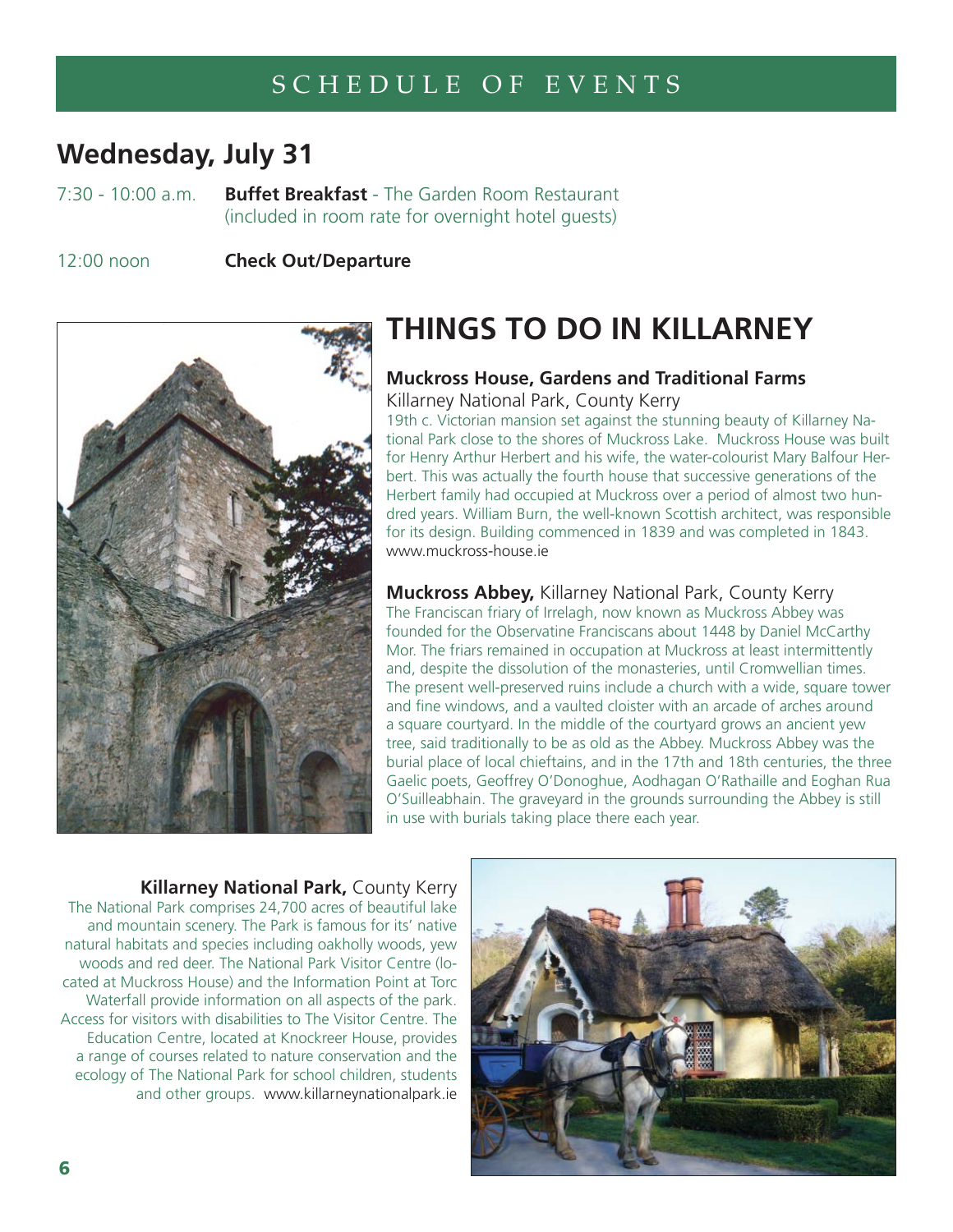## SCHEDULE OF EVENTS

## Wednesday, July 31

7:30 - 10:00 a.m. **Buffet Breakfast** - The Garden Room Restaurant (included in room rate for overnight hotel guests)

12:00 noon **Check Out/Departure**

# THINGS TO DO IN KILLARNEY

**Muckross House, Gardens and Traditional Farms**
Killarney National Park, County Kerry

19th c. Victorian mansion set against the stunning beauty of Killarney National Park close to the shores of Muckross Lake. Muckross House was built for Henry Arthur Herbert and his wife, the water-colourist Mary Balfour Herbert. This was actually the fourth house that successive generations of the Herbert family had occupied at Muckross over a period of almost two hundred years. William Burn, the well-known Scottish architect, was responsible for its design. Building commenced in 1839 and was completed in 1843.
www.muckross-house.ie

**Muckross Abbey,** Killarney National Park, County Kerry

The Franciscan friary of Irrelagh, now known as Muckross Abbey was founded for the Observatine Franciscans about 1448 by Daniel McCarthy Mor. The friars remained in occupation at Muckross at least intermittently and, despite the dissolution of the monasteries, until Cromwellian times. The present well-preserved ruins include a church with a wide, square tower and fine windows, and a vaulted cloister with an arcade of arches around a square courtyard. In the middle of the courtyard grows an ancient yew tree, said traditionally to be as old as the Abbey. Muckross Abbey was the burial place of local chieftains, and in the 17th and 18th centuries, the three Gaelic poets, Geoffrey O'Donoghue, Aodhagan O'Rathaille and Eoghan Rua O'Suilleabhain. The graveyard in the grounds surrounding the Abbey is still in use with burials taking place there each year.

**Killarney National Park,** County Kerry

The National Park comprises 24,700 acres of beautiful lake and mountain scenery. The Park is famous for its' native natural habitats and species including oakholly woods, yew woods and red deer. The National Park Visitor Centre (located at Muckross House) and the Information Point at Torc Waterfall provide information on all aspects of the park. Access for visitors with disabilities to The Visitor Centre. The Education Centre, located at Knockreer House, provides a range of courses related to nature conservation and the ecology of The National Park for school children, students and other groups. www.killarneynationalpark.ie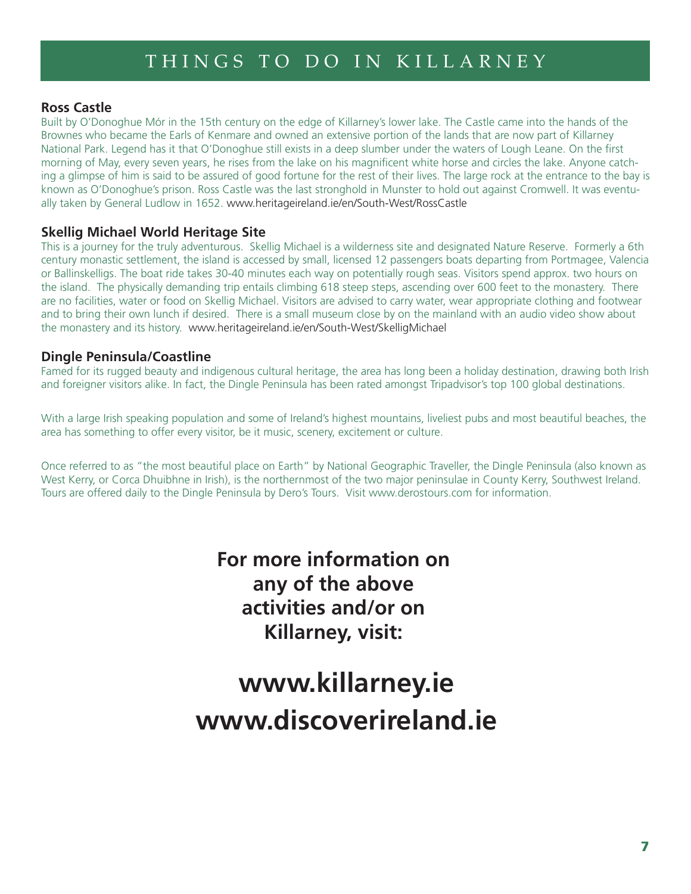# THINGS TO DO IN KILLARNEY

### Ross Castle

Built by O'Donoghue Mór in the 15th century on the edge of Killarney's lower lake. The Castle came into the hands of the Brownes who became the Earls of Kenmare and owned an extensive portion of the lands that are now part of Killarney National Park. Legend has it that O'Donoghue still exists in a deep slumber under the waters of Lough Leane. On the first morning of May, every seven years, he rises from the lake on his magnificent white horse and circles the lake. Anyone catching a glimpse of him is said to be assured of good fortune for the rest of their lives. The large rock at the entrance to the bay is known as O'Donoghue's prison. Ross Castle was the last stronghold in Munster to hold out against Cromwell. It was eventually taken by General Ludlow in 1652. www.heritageireland.ie/en/South-West/RossCastle

### Skellig Michael World Heritage Site

This is a journey for the truly adventurous. Skellig Michael is a wilderness site and designated Nature Reserve. Formerly a 6th century monastic settlement, the island is accessed by small, licensed 12 passengers boats departing from Portmagee, Valencia or Ballinskelligs. The boat ride takes 30-40 minutes each way on potentially rough seas. Visitors spend approx. two hours on the island. The physically demanding trip entails climbing 618 steep steps, ascending over 600 feet to the monastery. There are no facilities, water or food on Skellig Michael. Visitors are advised to carry water, wear appropriate clothing and footwear and to bring their own lunch if desired. There is a small museum close by on the mainland with an audio video show about the monastery and its history. www.heritageireland.ie/en/South-West/SkelligMichael

### Dingle Peninsula/Coastline

Famed for its rugged beauty and indigenous cultural heritage, the area has long been a holiday destination, drawing both Irish and foreigner visitors alike. In fact, the Dingle Peninsula has been rated amongst Tripadvisor's top 100 global destinations.

With a large Irish speaking population and some of Ireland's highest mountains, liveliest pubs and most beautiful beaches, the area has something to offer every visitor, be it music, scenery, excitement or culture.

Once referred to as "the most beautiful place on Earth" by National Geographic Traveller, the Dingle Peninsula (also known as West Kerry, or Corca Dhuibhne in Irish), is the northernmost of the two major peninsulae in County Kerry, Southwest Ireland. Tours are offered daily to the Dingle Peninsula by Dero's Tours. Visit www.derostours.com for information.

**For more information on any of the above activities and/or on Killarney, visit:**

## www.killarney.ie
## www.discoverireland.ie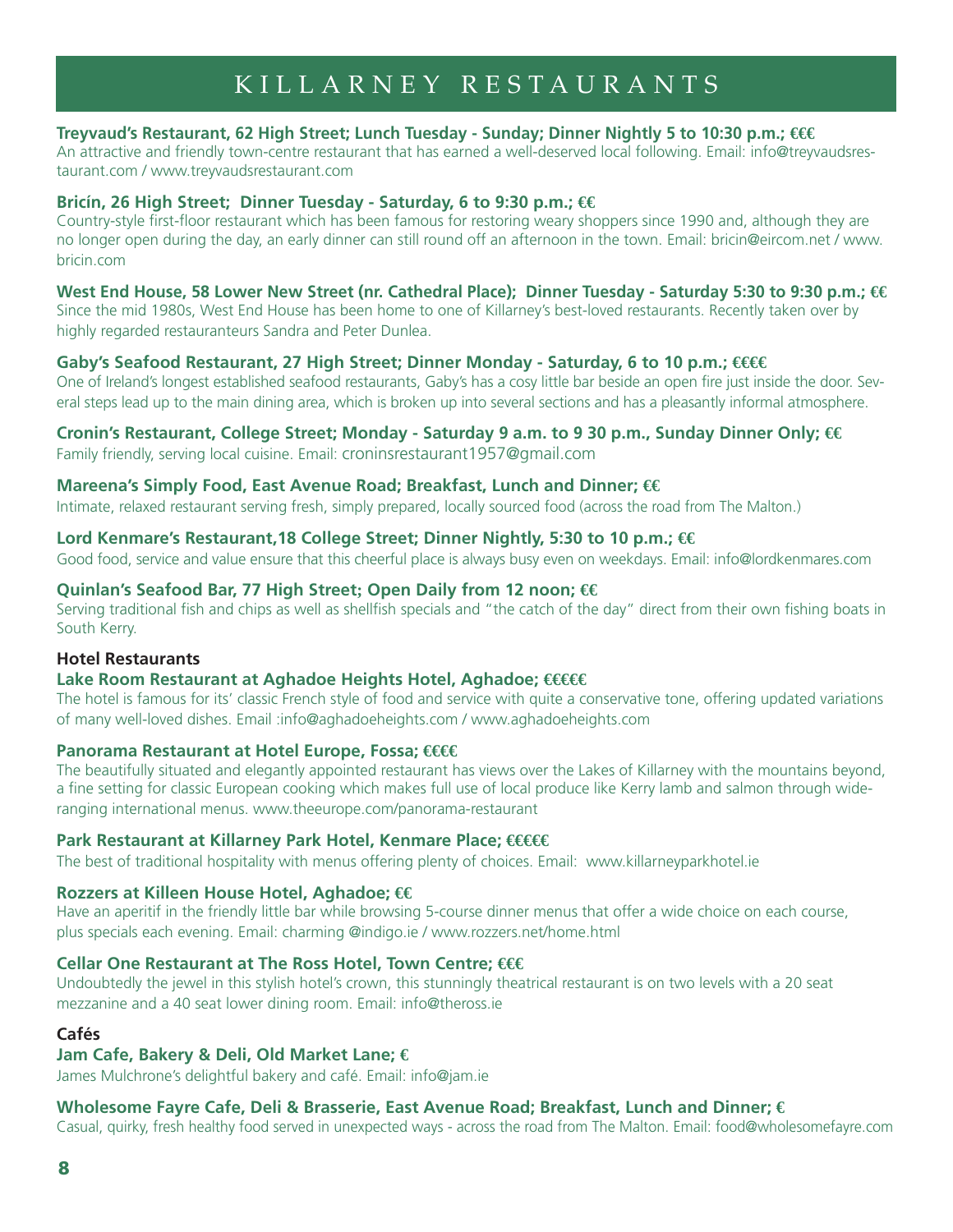# KILLARNEY RESTAURANTS

**Treyvaud's Restaurant, 62 High Street; Lunch Tuesday - Sunday; Dinner Nightly 5 to 10:30 p.m.; €€€**
An attractive and friendly town-centre restaurant that has earned a well-deserved local following. Email: info@treyvaudsrestaurant.com / www.treyvaudsrestaurant.com

**Bricín, 26 High Street; Dinner Tuesday - Saturday, 6 to 9:30 p.m.; €€**
Country-style first-floor restaurant which has been famous for restoring weary shoppers since 1990 and, although they are no longer open during the day, an early dinner can still round off an afternoon in the town. Email: bricin@eircom.net / www.bricin.com

**West End House, 58 Lower New Street (nr. Cathedral Place); Dinner Tuesday - Saturday 5:30 to 9:30 p.m.; €€**
Since the mid 1980s, West End House has been home to one of Killarney's best-loved restaurants. Recently taken over by highly regarded restauranteurs Sandra and Peter Dunlea.

**Gaby's Seafood Restaurant, 27 High Street; Dinner Monday - Saturday, 6 to 10 p.m.; €€€€**
One of Ireland's longest established seafood restaurants, Gaby's has a cosy little bar beside an open fire just inside the door. Several steps lead up to the main dining area, which is broken up into several sections and has a pleasantly informal atmosphere.

**Cronin's Restaurant, College Street; Monday - Saturday 9 a.m. to 9 30 p.m., Sunday Dinner Only; €€**
Family friendly, serving local cuisine. Email: croninsrestaurant1957@gmail.com

**Mareena's Simply Food, East Avenue Road; Breakfast, Lunch and Dinner; €€**
Intimate, relaxed restaurant serving fresh, simply prepared, locally sourced food (across the road from The Malton.)

**Lord Kenmare's Restaurant,18 College Street; Dinner Nightly, 5:30 to 10 p.m.; €€**
Good food, service and value ensure that this cheerful place is always busy even on weekdays. Email: info@lordkenmares.com

**Quinlan's Seafood Bar, 77 High Street; Open Daily from 12 noon; €€**
Serving traditional fish and chips as well as shellfish specials and "the catch of the day" direct from their own fishing boats in South Kerry.

## Hotel Restaurants

**Lake Room Restaurant at Aghadoe Heights Hotel, Aghadoe; €€€€€**
The hotel is famous for its' classic French style of food and service with quite a conservative tone, offering updated variations of many well-loved dishes. Email :info@aghadoeheights.com / www.aghadoeheights.com

**Panorama Restaurant at Hotel Europe, Fossa; €€€€**
The beautifully situated and elegantly appointed restaurant has views over the Lakes of Killarney with the mountains beyond, a fine setting for classic European cooking which makes full use of local produce like Kerry lamb and salmon through wide-ranging international menus. www.theeurope.com/panorama-restaurant

**Park Restaurant at Killarney Park Hotel, Kenmare Place; €€€€€**
The best of traditional hospitality with menus offering plenty of choices. Email: www.killarneyparkhotel.ie

**Rozzers at Killeen House Hotel, Aghadoe; €€**
Have an aperitif in the friendly little bar while browsing 5-course dinner menus that offer a wide choice on each course, plus specials each evening. Email: charming @indigo.ie / www.rozzers.net/home.html

**Cellar One Restaurant at The Ross Hotel, Town Centre; €€€**
Undoubtedly the jewel in this stylish hotel's crown, this stunningly theatrical restaurant is on two levels with a 20 seat mezzanine and a 40 seat lower dining room. Email: info@theross.ie

## Cafés

**Jam Cafe, Bakery & Deli, Old Market Lane; €**
James Mulchrone's delightful bakery and café. Email: info@jam.ie

**Wholesome Fayre Cafe, Deli & Brasserie, East Avenue Road; Breakfast, Lunch and Dinner; €**
Casual, quirky, fresh healthy food served in unexpected ways - across the road from The Malton. Email: food@wholesomefayre.com